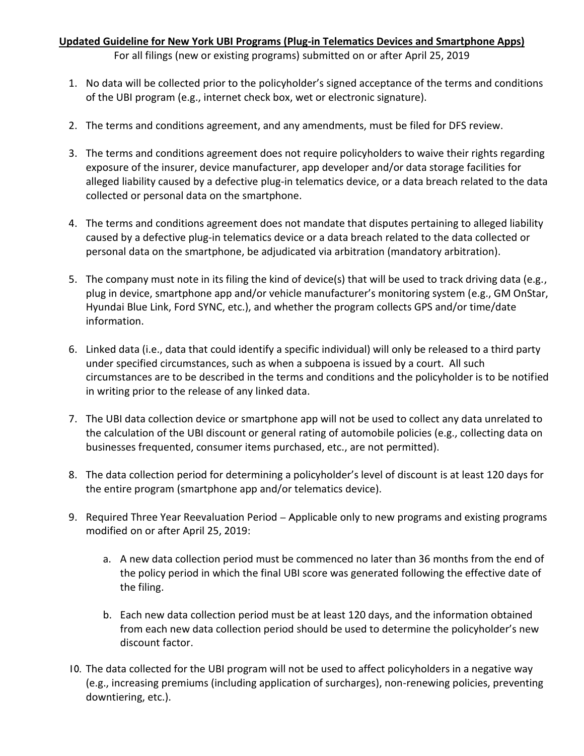**Updated Guideline for New York UBI Programs (Plug-in Telematics Devices and Smartphone Apps)**

For all filings (new or existing programs) submitted on or after April 25, 2019

1. No data will be collected prior to the policyholder's signed acceptance of the terms and conditions of the UBI program (e.g., internet check box, wet or electronic signature).

2. The terms and conditions agreement, and any amendments, must be filed for DFS review.

3. The terms and conditions agreement does not require policyholders to waive their rights regarding exposure of the insurer, device manufacturer, app developer and/or data storage facilities for alleged liability caused by a defective plug-in telematics device, or a data breach related to the data collected or personal data on the smartphone.

4. The terms and conditions agreement does not mandate that disputes pertaining to alleged liability caused by a defective plug-in telematics device or a data breach related to the data collected or personal data on the smartphone, be adjudicated via arbitration (mandatory arbitration).

5. The company must note in its filing the kind of device(s) that will be used to track driving data (e.g., plug in device, smartphone app and/or vehicle manufacturer's monitoring system (e.g., GM OnStar, Hyundai Blue Link, Ford SYNC, etc.), and whether the program collects GPS and/or time/date information.

6. Linked data (i.e., data that could identify a specific individual) will only be released to a third party under specified circumstances, such as when a subpoena is issued by a court. All such circumstances are to be described in the terms and conditions and the policyholder is to be notified in writing prior to the release of any linked data.

7. The UBI data collection device or smartphone app will not be used to collect any data unrelated to the calculation of the UBI discount or general rating of automobile policies (e.g., collecting data on businesses frequented, consumer items purchased, etc., are not permitted).

8. The data collection period for determining a policyholder's level of discount is at least 120 days for the entire program (smartphone app and/or telematics device).

9. Required Three Year Reevaluation Period – Applicable only to new programs and existing programs modified on or after April 25, 2019:

   a. A new data collection period must be commenced no later than 36 months from the end of the policy period in which the final UBI score was generated following the effective date of the filing.

   b. Each new data collection period must be at least 120 days, and the information obtained from each new data collection period should be used to determine the policyholder's new discount factor.

10. The data collected for the UBI program will not be used to affect policyholders in a negative way (e.g., increasing premiums (including application of surcharges), non-renewing policies, preventing downtiering, etc.).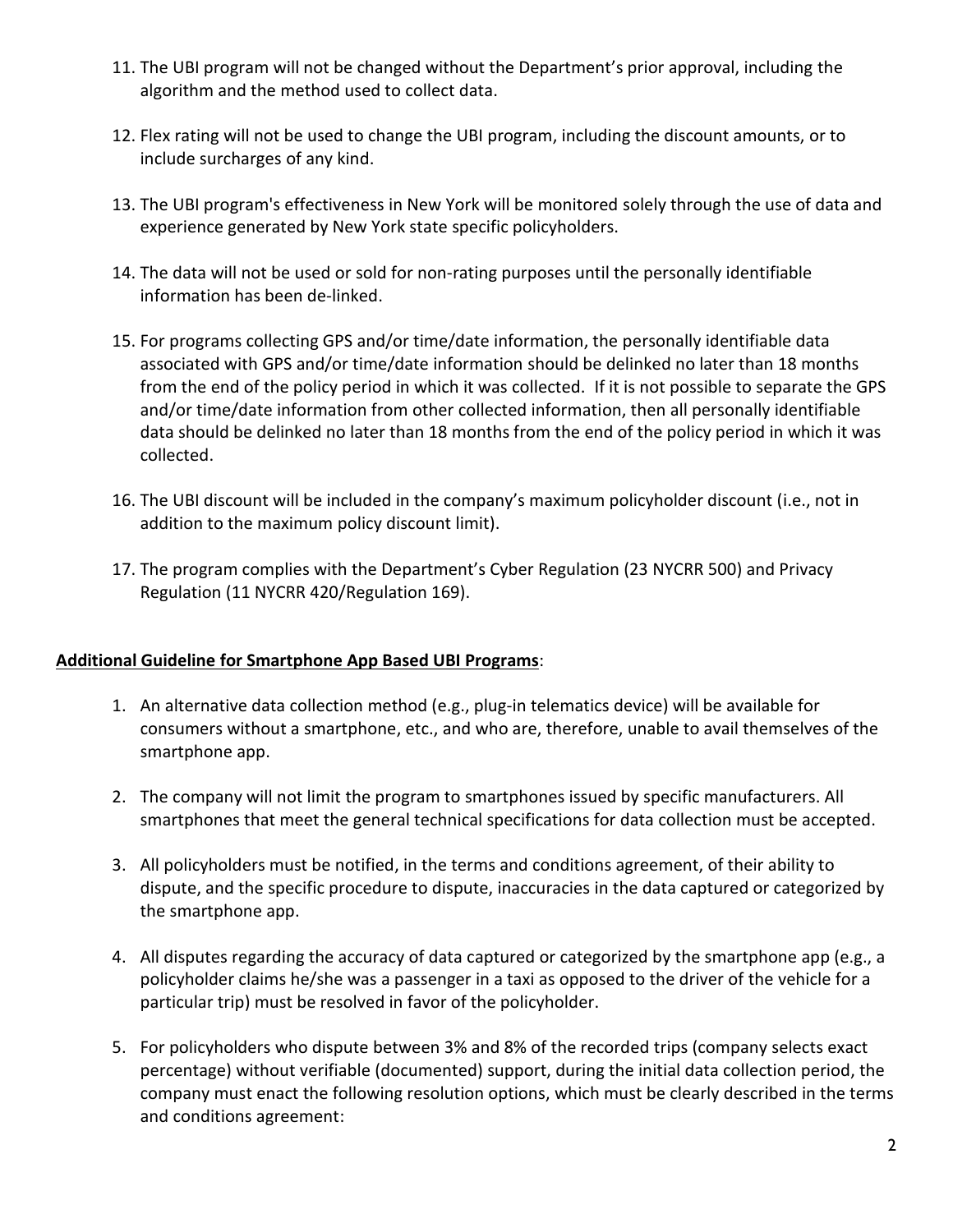11. The UBI program will not be changed without the Department's prior approval, including the algorithm and the method used to collect data.

12. Flex rating will not be used to change the UBI program, including the discount amounts, or to include surcharges of any kind.

13. The UBI program's effectiveness in New York will be monitored solely through the use of data and experience generated by New York state specific policyholders.

14. The data will not be used or sold for non-rating purposes until the personally identifiable information has been de-linked.

15. For programs collecting GPS and/or time/date information, the personally identifiable data associated with GPS and/or time/date information should be delinked no later than 18 months from the end of the policy period in which it was collected. If it is not possible to separate the GPS and/or time/date information from other collected information, then all personally identifiable data should be delinked no later than 18 months from the end of the policy period in which it was collected.

16. The UBI discount will be included in the company's maximum policyholder discount (i.e., not in addition to the maximum policy discount limit).

17. The program complies with the Department's Cyber Regulation (23 NYCRR 500) and Privacy Regulation (11 NYCRR 420/Regulation 169).

**Additional Guideline for Smartphone App Based UBI Programs**:

1. An alternative data collection method (e.g., plug-in telematics device) will be available for consumers without a smartphone, etc., and who are, therefore, unable to avail themselves of the smartphone app.

2. The company will not limit the program to smartphones issued by specific manufacturers. All smartphones that meet the general technical specifications for data collection must be accepted.

3. All policyholders must be notified, in the terms and conditions agreement, of their ability to dispute, and the specific procedure to dispute, inaccuracies in the data captured or categorized by the smartphone app.

4. All disputes regarding the accuracy of data captured or categorized by the smartphone app (e.g., a policyholder claims he/she was a passenger in a taxi as opposed to the driver of the vehicle for a particular trip) must be resolved in favor of the policyholder.

5. For policyholders who dispute between 3% and 8% of the recorded trips (company selects exact percentage) without verifiable (documented) support, during the initial data collection period, the company must enact the following resolution options, which must be clearly described in the terms and conditions agreement: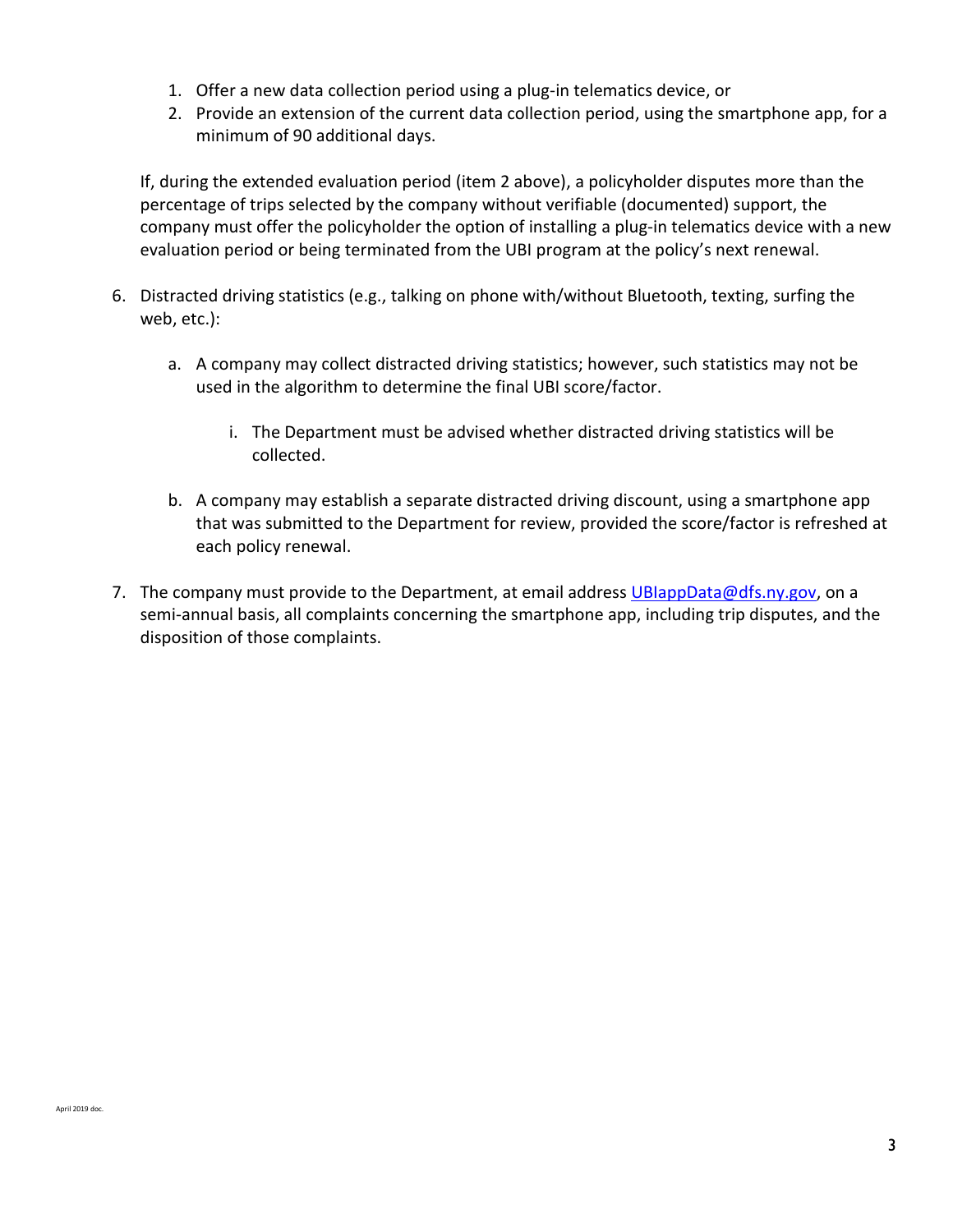1. Offer a new data collection period using a plug-in telematics device, or
2. Provide an extension of the current data collection period, using the smartphone app, for a minimum of 90 additional days.

If, during the extended evaluation period (item 2 above), a policyholder disputes more than the percentage of trips selected by the company without verifiable (documented) support, the company must offer the policyholder the option of installing a plug-in telematics device with a new evaluation period or being terminated from the UBI program at the policy's next renewal.

6. Distracted driving statistics (e.g., talking on phone with/without Bluetooth, texting, surfing the web, etc.):

   a. A company may collect distracted driving statistics; however, such statistics may not be used in the algorithm to determine the final UBI score/factor.

      i. The Department must be advised whether distracted driving statistics will be collected.

   b. A company may establish a separate distracted driving discount, using a smartphone app that was submitted to the Department for review, provided the score/factor is refreshed at each policy renewal.

7. The company must provide to the Department, at email address UBIappData@dfs.ny.gov, on a semi-annual basis, all complaints concerning the smartphone app, including trip disputes, and the disposition of those complaints.

April 2019 doc.